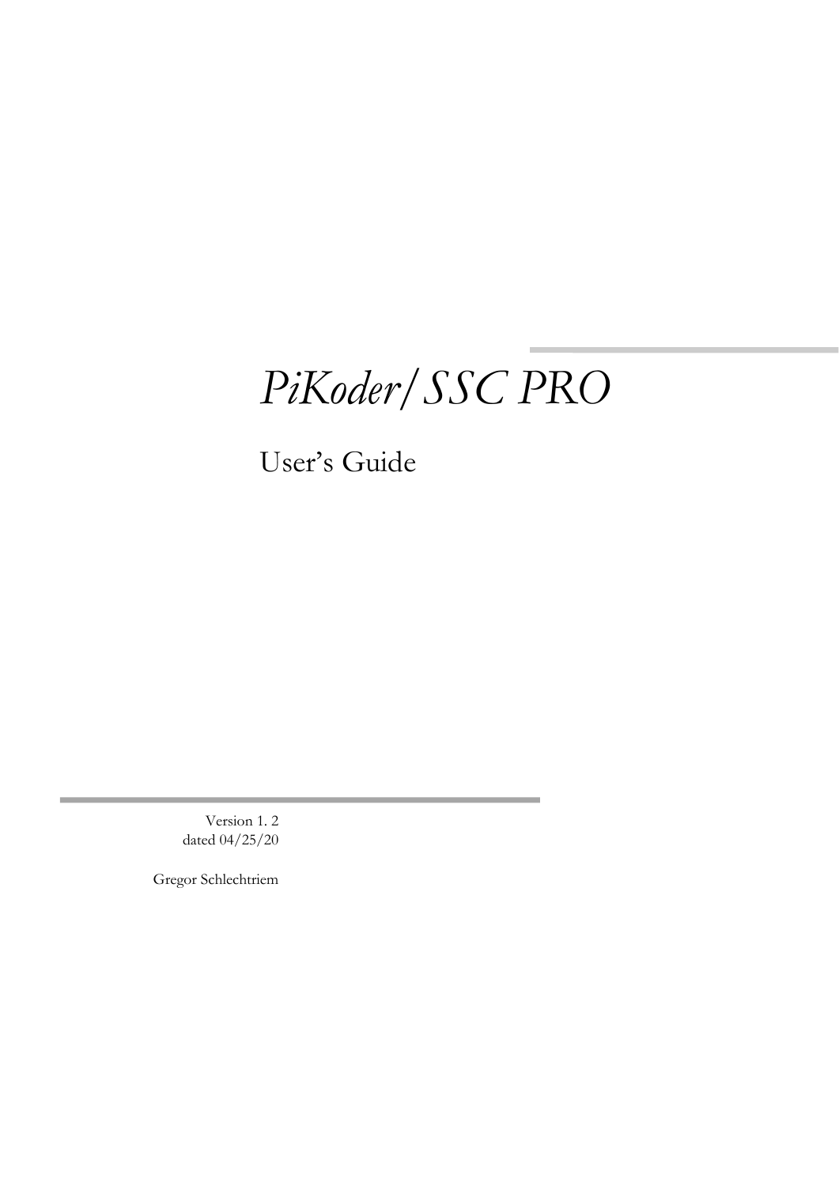# *PiKoder/SSC PRO*

## User's Guide

Version 1. 2
dated 04/25/20

Gregor Schlechtriem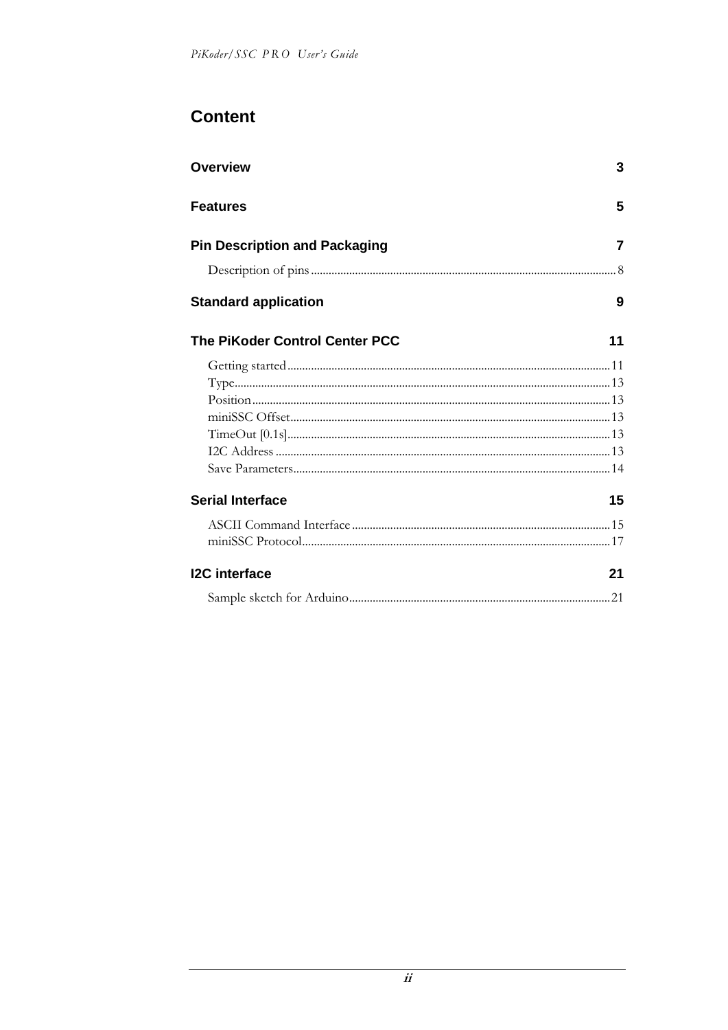# Content

| | |
|---|---|
| **Overview** | **3** |
| **Features** | **5** |
| **Pin Description and Packaging** | **7** |
| Description of pins | 8 |
| **Standard application** | **9** |
| **The PiKoder Control Center PCC** | **11** |
| Getting started | 11 |
| Type | 13 |
| Position | 13 |
| miniSSC Offset | 13 |
| TimeOut [0.1s] | 13 |
| I2C Address | 13 |
| Save Parameters | 14 |
| **Serial Interface** | **15** |
| ASCII Command Interface | 15 |
| miniSSC Protocol | 17 |
| **I2C interface** | **21** |
| Sample sketch for Arduino | 21 |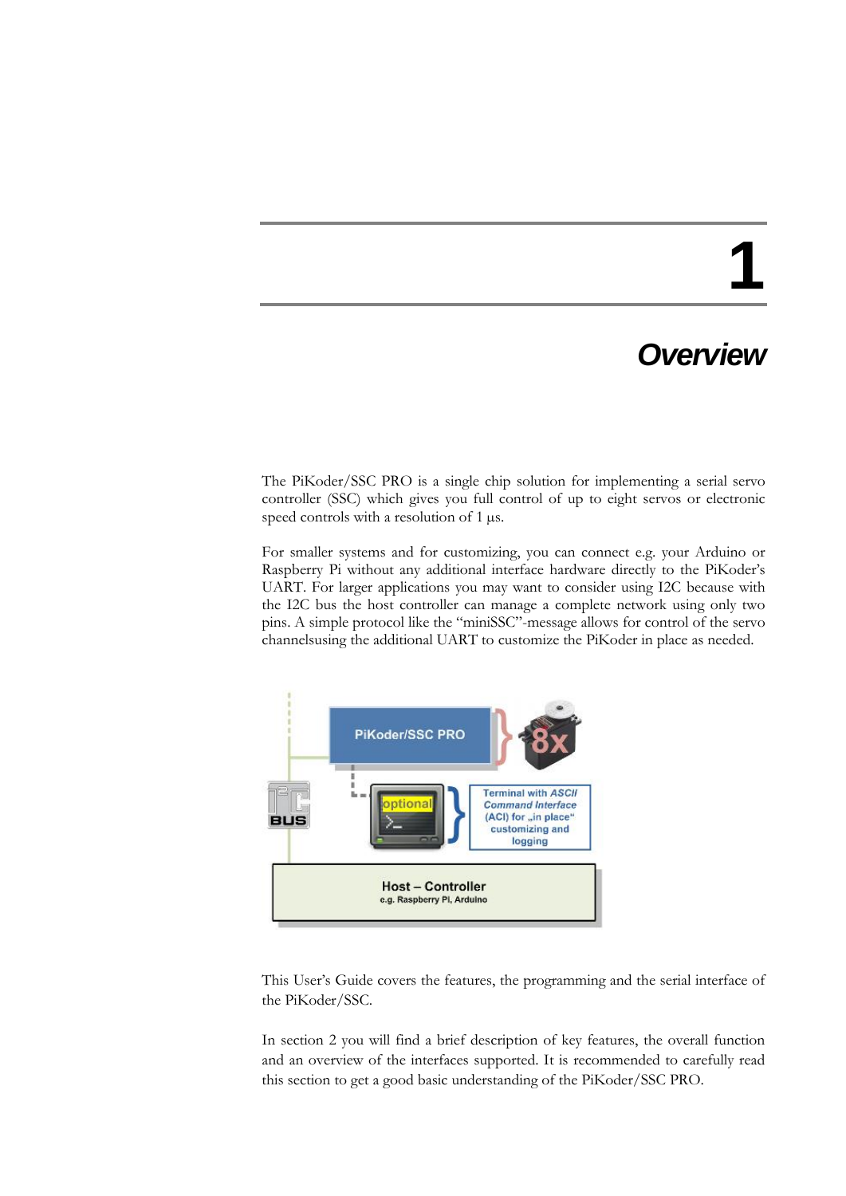# 1

# Overview

The PiKoder/SSC PRO is a single chip solution for implementing a serial servo controller (SSC) which gives you full control of up to eight servos or electronic speed controls with a resolution of 1 µs.

For smaller systems and for customizing, you can connect e.g. your Arduino or Raspberry Pi without any additional interface hardware directly to the PiKoder's UART. For larger applications you may want to consider using I2C because with the I2C bus the host controller can manage a complete network using only two pins. A simple protocol like the "miniSSC"-message allows for control of the servo channelsusing the additional UART to customize the PiKoder in place as needed.

This User's Guide covers the features, the programming and the serial interface of the PiKoder/SSC.

In section 2 you will find a brief description of key features, the overall function and an overview of the interfaces supported. It is recommended to carefully read this section to get a good basic understanding of the PiKoder/SSC PRO.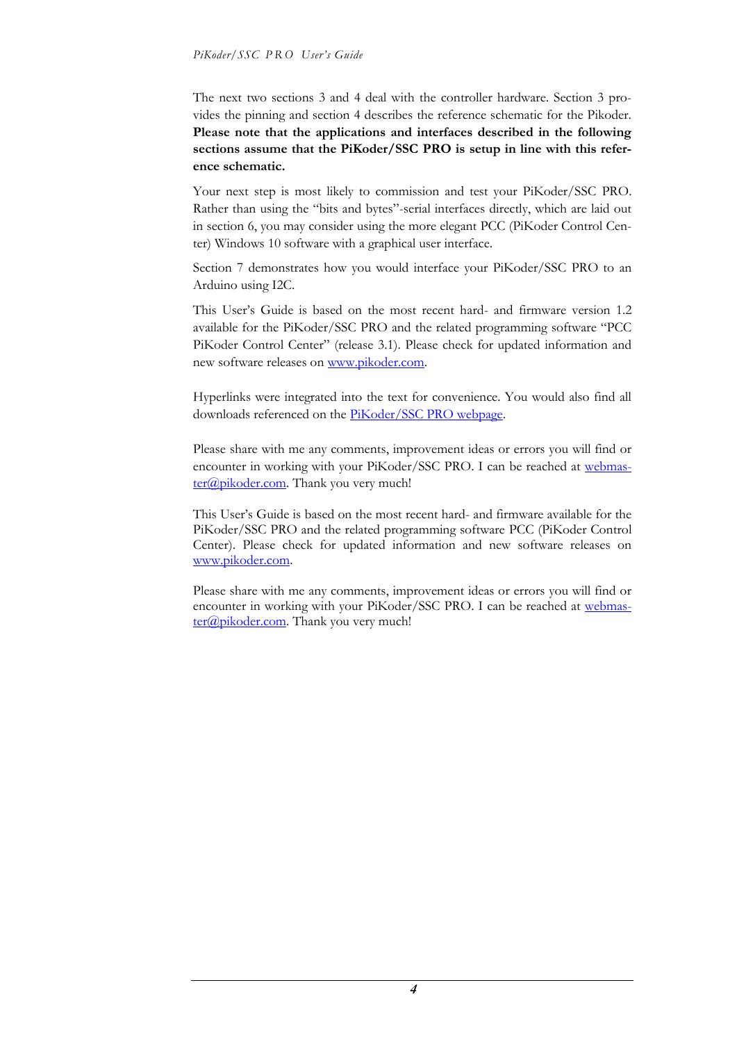The next two sections 3 and 4 deal with the controller hardware. Section 3 provides the pinning and section 4 describes the reference schematic for the Pikoder. **Please note that the applications and interfaces described in the following sections assume that the PiKoder/SSC PRO is setup in line with this reference schematic.**

Your next step is most likely to commission and test your PiKoder/SSC PRO. Rather than using the "bits and bytes"-serial interfaces directly, which are laid out in section 6, you may consider using the more elegant PCC (PiKoder Control Center) Windows 10 software with a graphical user interface.

Section 7 demonstrates how you would interface your PiKoder/SSC PRO to an Arduino using I2C.

This User's Guide is based on the most recent hard- and firmware version 1.2 available for the PiKoder/SSC PRO and the related programming software "PCC PiKoder Control Center" (release 3.1). Please check for updated information and new software releases on www.pikoder.com.

Hyperlinks were integrated into the text for convenience. You would also find all downloads referenced on the PiKoder/SSC PRO webpage.

Please share with me any comments, improvement ideas or errors you will find or encounter in working with your PiKoder/SSC PRO. I can be reached at webmaster@pikoder.com. Thank you very much!

This User's Guide is based on the most recent hard- and firmware available for the PiKoder/SSC PRO and the related programming software PCC (PiKoder Control Center). Please check for updated information and new software releases on www.pikoder.com.

Please share with me any comments, improvement ideas or errors you will find or encounter in working with your PiKoder/SSC PRO. I can be reached at webmaster@pikoder.com. Thank you very much!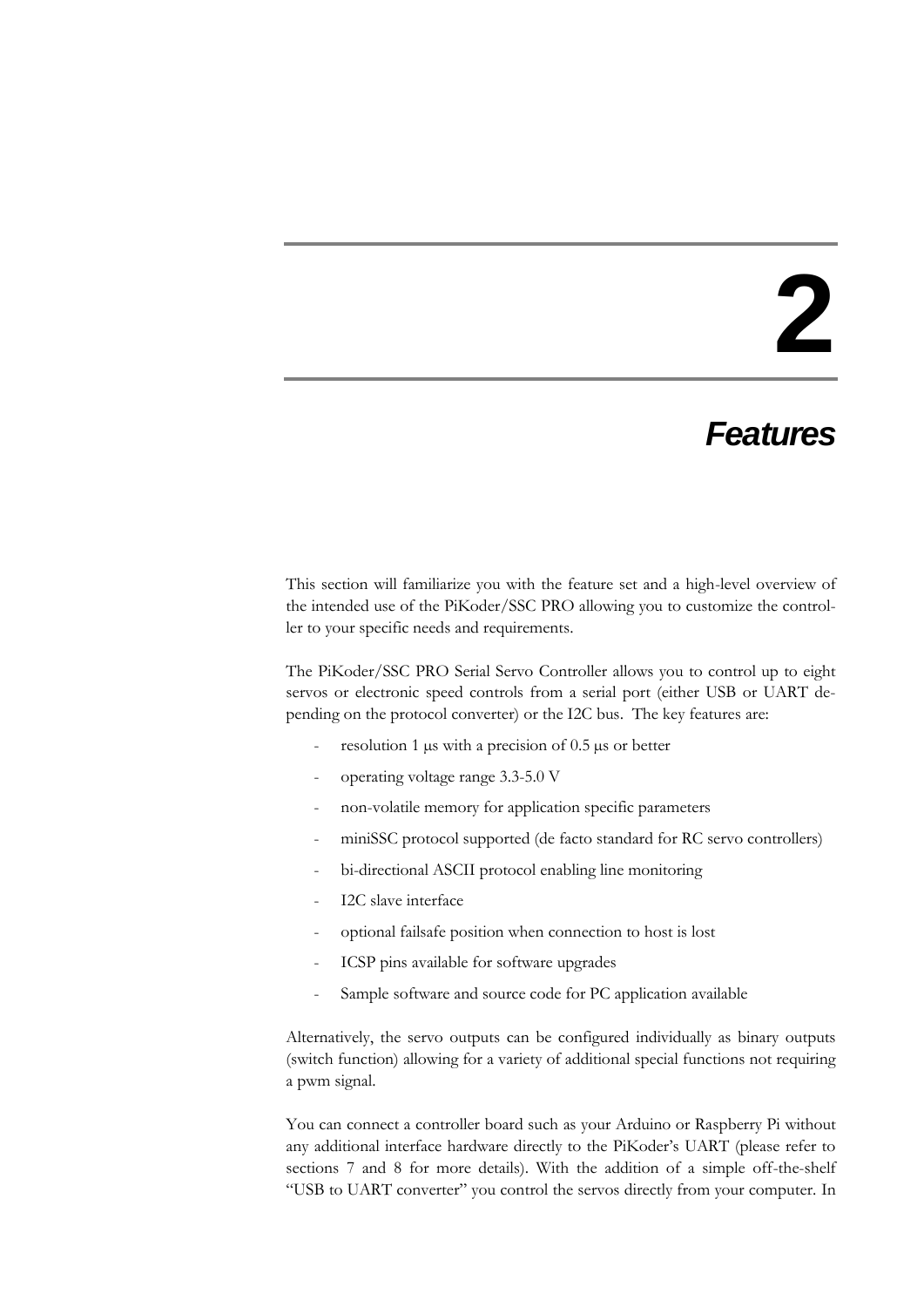# 2

## *Features*

This section will familiarize you with the feature set and a high-level overview of the intended use of the PiKoder/SSC PRO allowing you to customize the controller to your specific needs and requirements.

The PiKoder/SSC PRO Serial Servo Controller allows you to control up to eight servos or electronic speed controls from a serial port (either USB or UART depending on the protocol converter) or the I2C bus. The key features are:

- resolution 1 µs with a precision of 0.5 µs or better
- operating voltage range 3.3-5.0 V
- non-volatile memory for application specific parameters
- miniSSC protocol supported (de facto standard for RC servo controllers)
- bi-directional ASCII protocol enabling line monitoring
- I2C slave interface
- optional failsafe position when connection to host is lost
- ICSP pins available for software upgrades
- Sample software and source code for PC application available

Alternatively, the servo outputs can be configured individually as binary outputs (switch function) allowing for a variety of additional special functions not requiring a pwm signal.

You can connect a controller board such as your Arduino or Raspberry Pi without any additional interface hardware directly to the PiKoder's UART (please refer to sections 7 and 8 for more details). With the addition of a simple off-the-shelf "USB to UART converter" you control the servos directly from your computer. In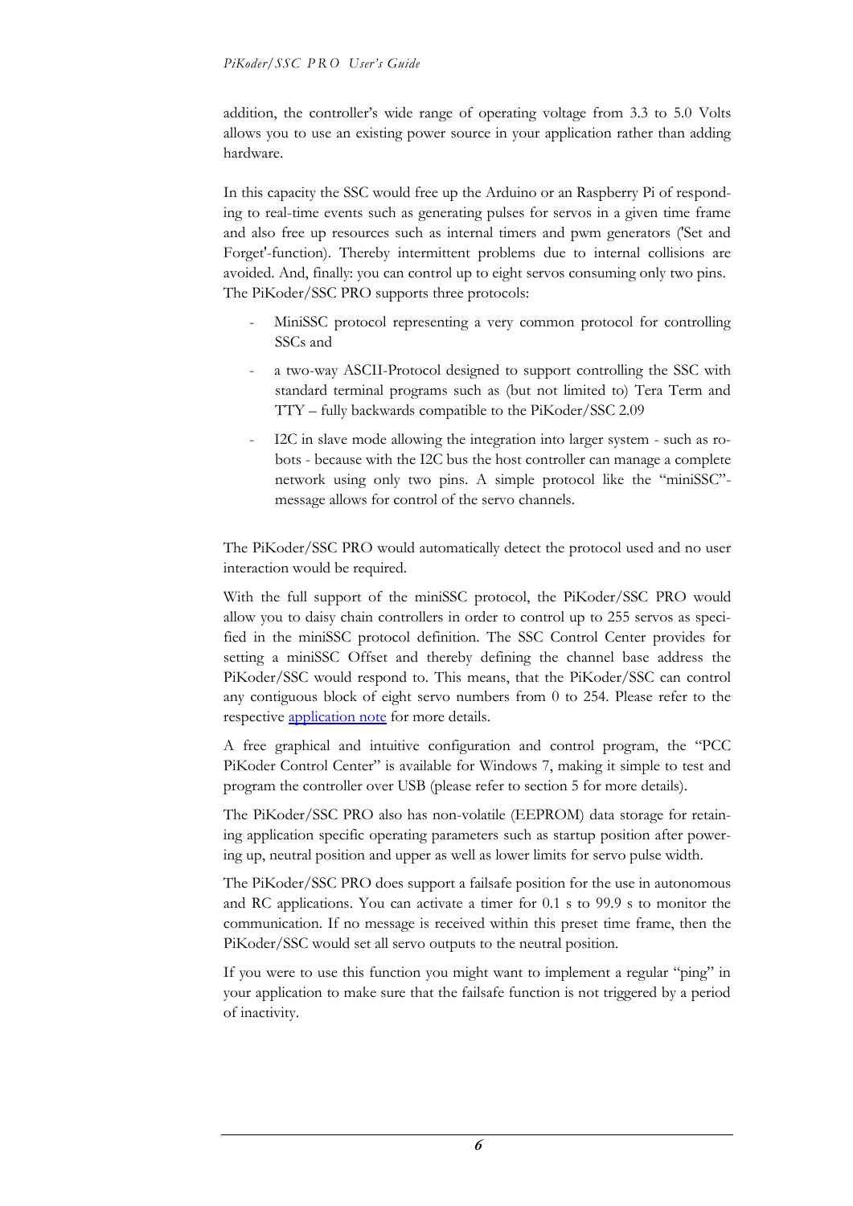addition, the controller's wide range of operating voltage from 3.3 to 5.0 Volts allows you to use an existing power source in your application rather than adding hardware.

In this capacity the SSC would free up the Arduino or an Raspberry Pi of responding to real-time events such as generating pulses for servos in a given time frame and also free up resources such as internal timers and pwm generators ('Set and Forget'-function). Thereby intermittent problems due to internal collisions are avoided. And, finally: you can control up to eight servos consuming only two pins. The PiKoder/SSC PRO supports three protocols:

- MiniSSC protocol representing a very common protocol for controlling SSCs and
- a two-way ASCII-Protocol designed to support controlling the SSC with standard terminal programs such as (but not limited to) Tera Term and TTY – fully backwards compatible to the PiKoder/SSC 2.09
- I2C in slave mode allowing the integration into larger system - such as robots - because with the I2C bus the host controller can manage a complete network using only two pins. A simple protocol like the "miniSSC"-message allows for control of the servo channels.

The PiKoder/SSC PRO would automatically detect the protocol used and no user interaction would be required.

With the full support of the miniSSC protocol, the PiKoder/SSC PRO would allow you to daisy chain controllers in order to control up to 255 servos as specified in the miniSSC protocol definition. The SSC Control Center provides for setting a miniSSC Offset and thereby defining the channel base address the PiKoder/SSC would respond to. This means, that the PiKoder/SSC can control any contiguous block of eight servo numbers from 0 to 254. Please refer to the respective application note for more details.

A free graphical and intuitive configuration and control program, the "PCC PiKoder Control Center" is available for Windows 7, making it simple to test and program the controller over USB (please refer to section 5 for more details).

The PiKoder/SSC PRO also has non-volatile (EEPROM) data storage for retaining application specific operating parameters such as startup position after powering up, neutral position and upper as well as lower limits for servo pulse width.

The PiKoder/SSC PRO does support a failsafe position for the use in autonomous and RC applications. You can activate a timer for 0.1 s to 99.9 s to monitor the communication. If no message is received within this preset time frame, then the PiKoder/SSC would set all servo outputs to the neutral position.

If you were to use this function you might want to implement a regular "ping" in your application to make sure that the failsafe function is not triggered by a period of inactivity.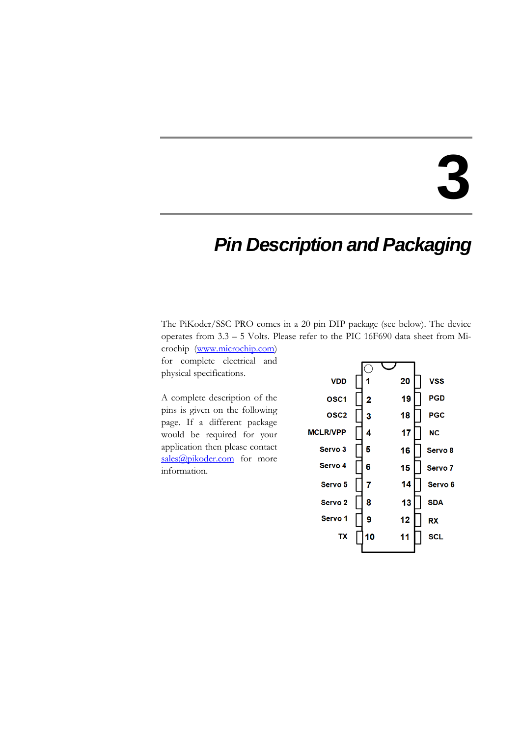# 3

# *Pin Description and Packaging*

The PiKoder/SSC PRO comes in a 20 pin DIP package (see below). The device operates from 3.3 – 5 Volts. Please refer to the PIC 16F690 data sheet from Microchip (www.microchip.com) for complete electrical and physical specifications.

A complete description of the pins is given on the following page. If a different package would be required for your application then please contact sales@pikoder.com for more information.

| Function | Pin | Pin | Function |
|---|---|---|---|
| VDD | 1 | 20 | VSS |
| OSC1 | 2 | 19 | PGD |
| OSC2 | 3 | 18 | PGC |
| MCLR/VPP | 4 | 17 | NC |
| Servo 3 | 5 | 16 | Servo 8 |
| Servo 4 | 6 | 15 | Servo 7 |
| Servo 5 | 7 | 14 | Servo 6 |
| Servo 2 | 8 | 13 | SDA |
| Servo 1 | 9 | 12 | RX |
| TX | 10 | 11 | SCL |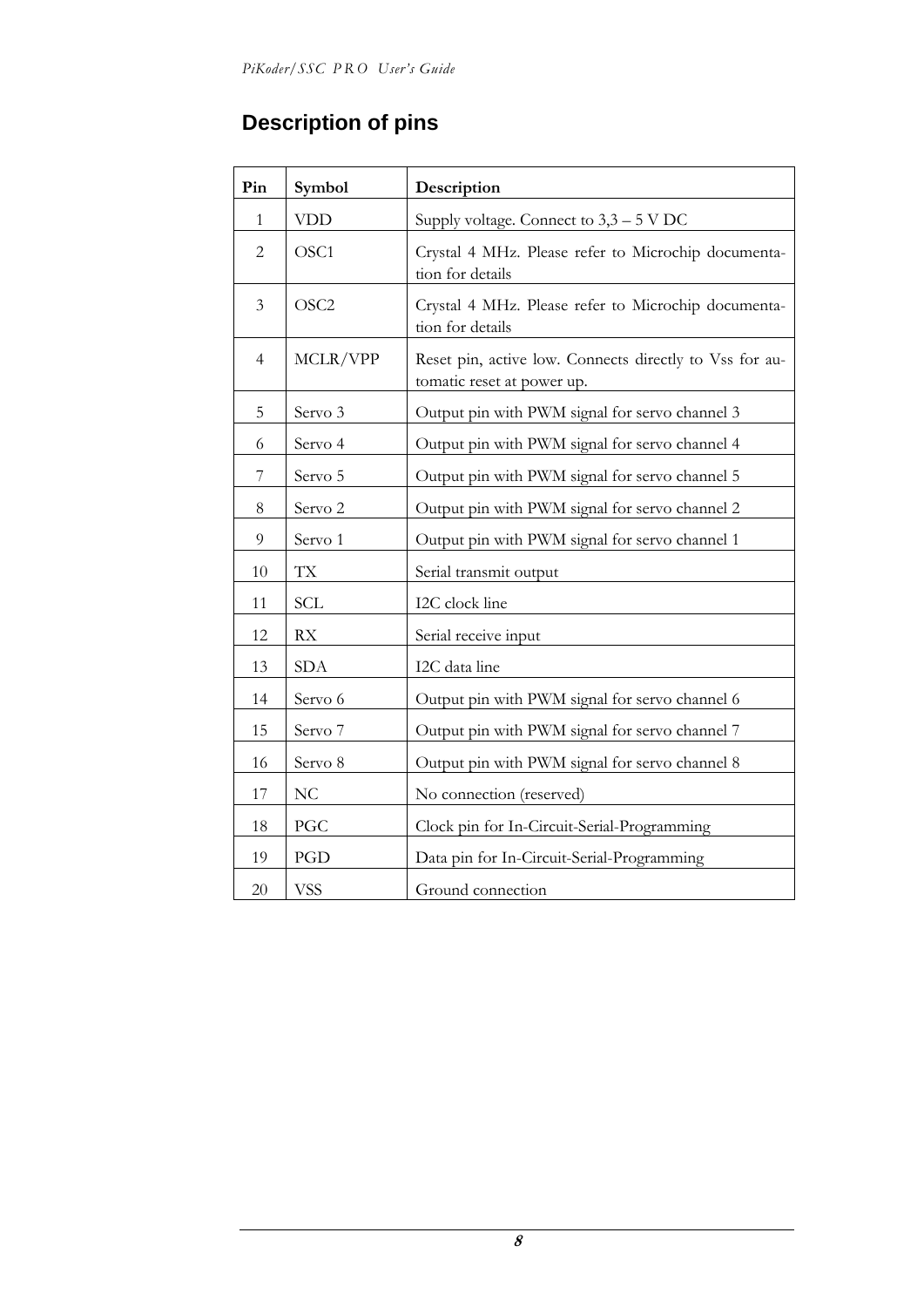## Description of pins

| Pin | Symbol | Description |
|---|---|---|
| 1 | VDD | Supply voltage. Connect to 3,3 – 5 V DC |
| 2 | OSC1 | Crystal 4 MHz. Please refer to Microchip documentation for details |
| 3 | OSC2 | Crystal 4 MHz. Please refer to Microchip documentation for details |
| 4 | MCLR/VPP | Reset pin, active low. Connects directly to Vss for automatic reset at power up. |
| 5 | Servo 3 | Output pin with PWM signal for servo channel 3 |
| 6 | Servo 4 | Output pin with PWM signal for servo channel 4 |
| 7 | Servo 5 | Output pin with PWM signal for servo channel 5 |
| 8 | Servo 2 | Output pin with PWM signal for servo channel 2 |
| 9 | Servo 1 | Output pin with PWM signal for servo channel 1 |
| 10 | TX | Serial transmit output |
| 11 | SCL | I2C clock line |
| 12 | RX | Serial receive input |
| 13 | SDA | I2C data line |
| 14 | Servo 6 | Output pin with PWM signal for servo channel 6 |
| 15 | Servo 7 | Output pin with PWM signal for servo channel 7 |
| 16 | Servo 8 | Output pin with PWM signal for servo channel 8 |
| 17 | NC | No connection (reserved) |
| 18 | PGC | Clock pin for In-Circuit-Serial-Programming |
| 19 | PGD | Data pin for In-Circuit-Serial-Programming |
| 20 | VSS | Ground connection |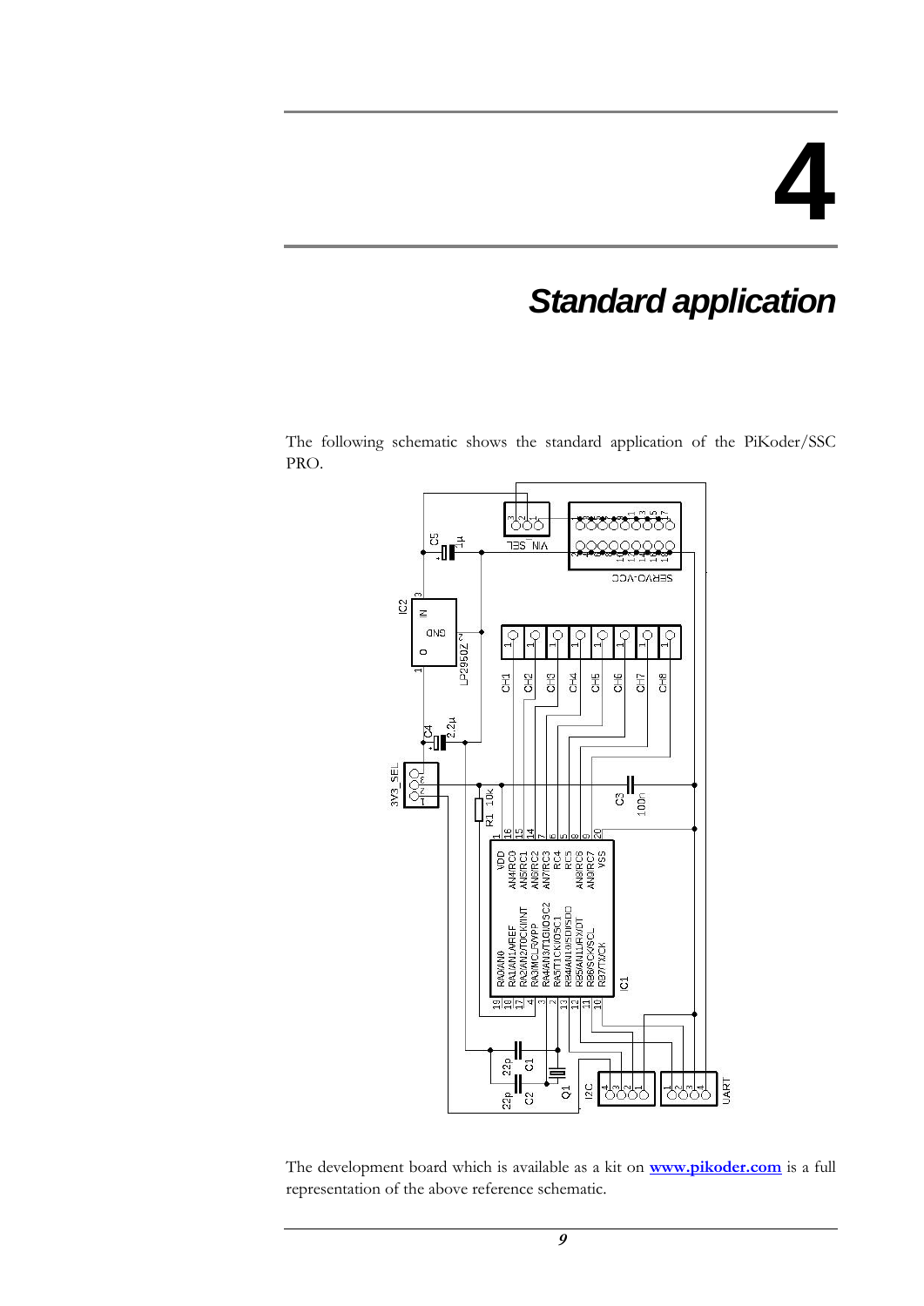# 4

# *Standard application*

The following schematic shows the standard application of the PiKoder/SSC PRO.

The development board which is available as a kit on **www.pikoder.com** is a full representation of the above reference schematic.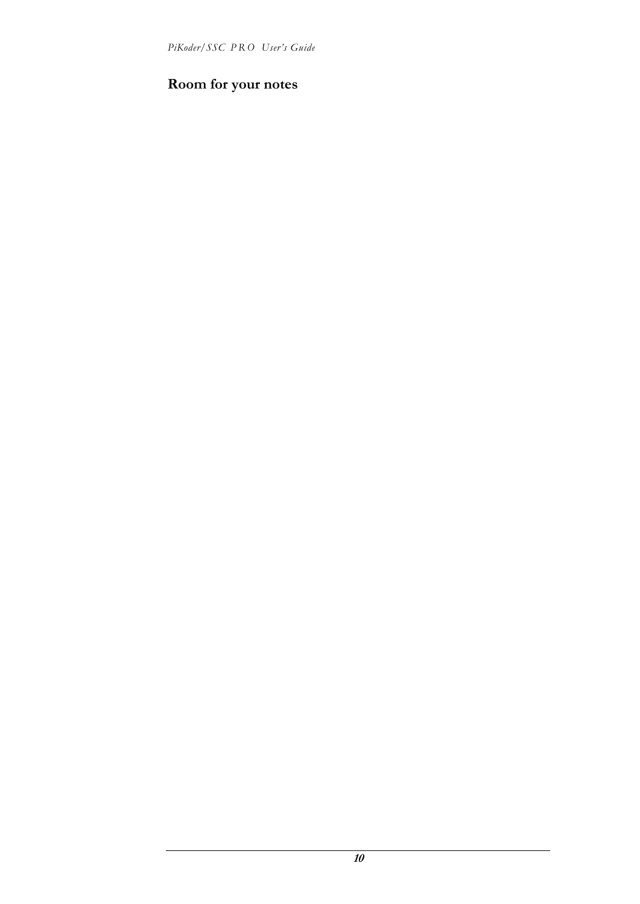## Room for your notes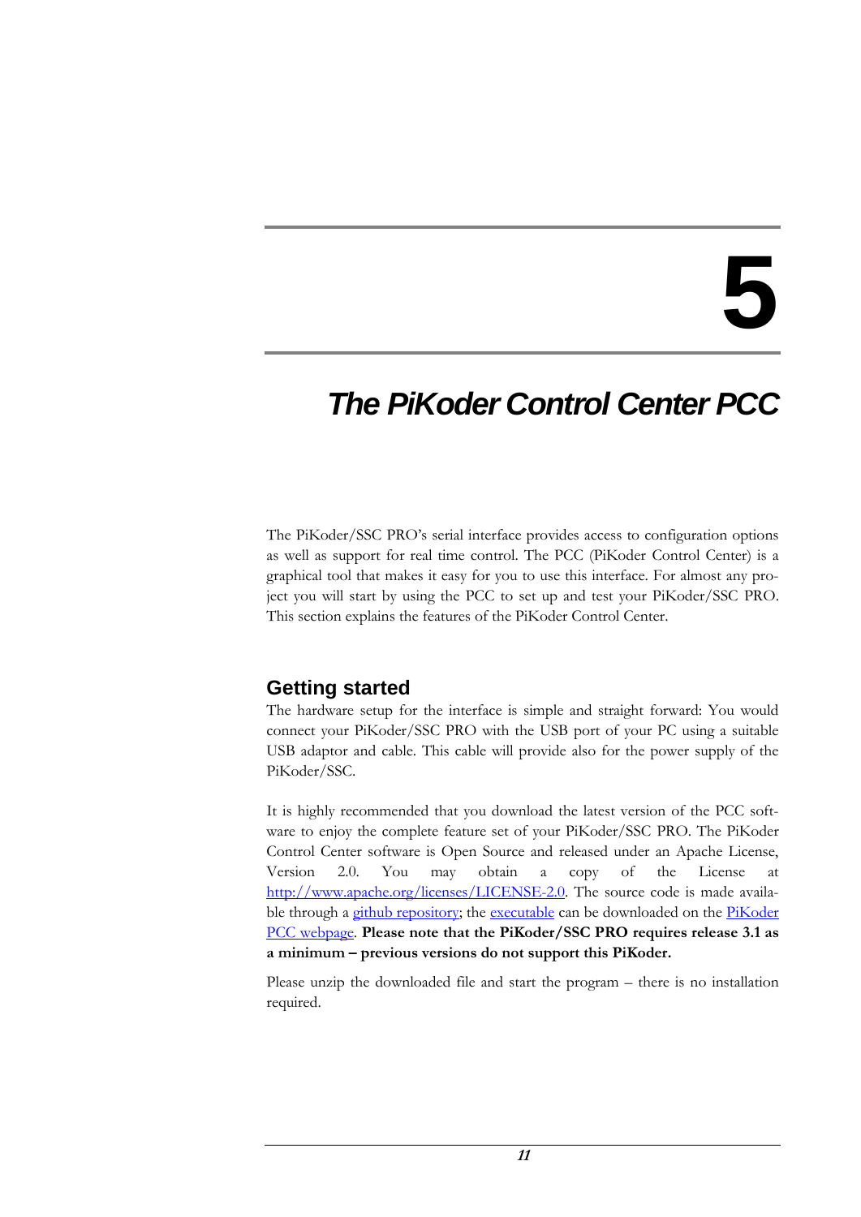# 5

# *The PiKoder Control Center PCC*

The PiKoder/SSC PRO's serial interface provides access to configuration options as well as support for real time control. The PCC (PiKoder Control Center) is a graphical tool that makes it easy for you to use this interface. For almost any project you will start by using the PCC to set up and test your PiKoder/SSC PRO. This section explains the features of the PiKoder Control Center.

## Getting started

The hardware setup for the interface is simple and straight forward: You would connect your PiKoder/SSC PRO with the USB port of your PC using a suitable USB adaptor and cable. This cable will provide also for the power supply of the PiKoder/SSC.

It is highly recommended that you download the latest version of the PCC software to enjoy the complete feature set of your PiKoder/SSC PRO. The PiKoder Control Center software is Open Source and released under an Apache License, Version 2.0. You may obtain a copy of the License at http://www.apache.org/licenses/LICENSE-2.0. The source code is made available through a github repository; the executable can be downloaded on the PiKoder PCC webpage. **Please note that the PiKoder/SSC PRO requires release 3.1 as a minimum – previous versions do not support this PiKoder.**

Please unzip the downloaded file and start the program – there is no installation required.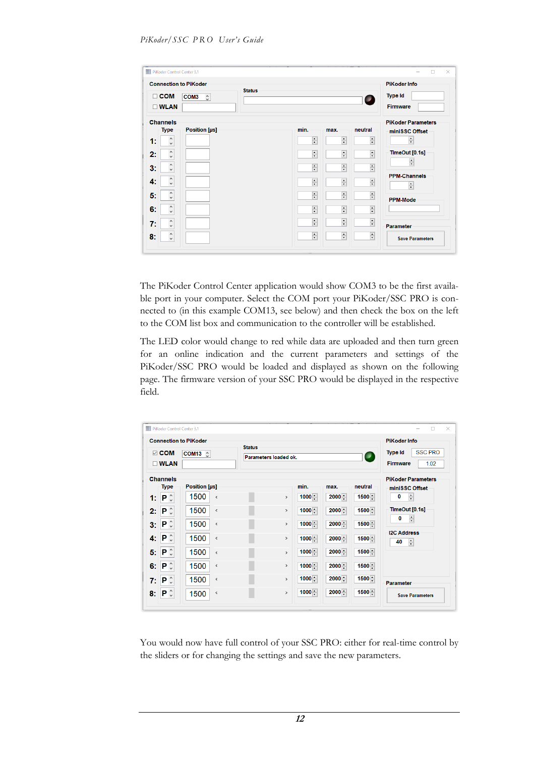The PiKoder Control Center application would show COM3 to be the first available port in your computer. Select the COM port your PiKoder/SSC PRO is connected to (in this example COM13, see below) and then check the box on the left to the COM list box and communication to the controller will be established.

The LED color would change to red while data are uploaded and then turn green for an online indication and the current parameters and settings of the PiKoder/SSC PRO would be loaded and displayed as shown on the following page. The firmware version of your SSC PRO would be displayed in the respective field.

You would now have full control of your SSC PRO: either for real-time control by the sliders or for changing the settings and save the new parameters.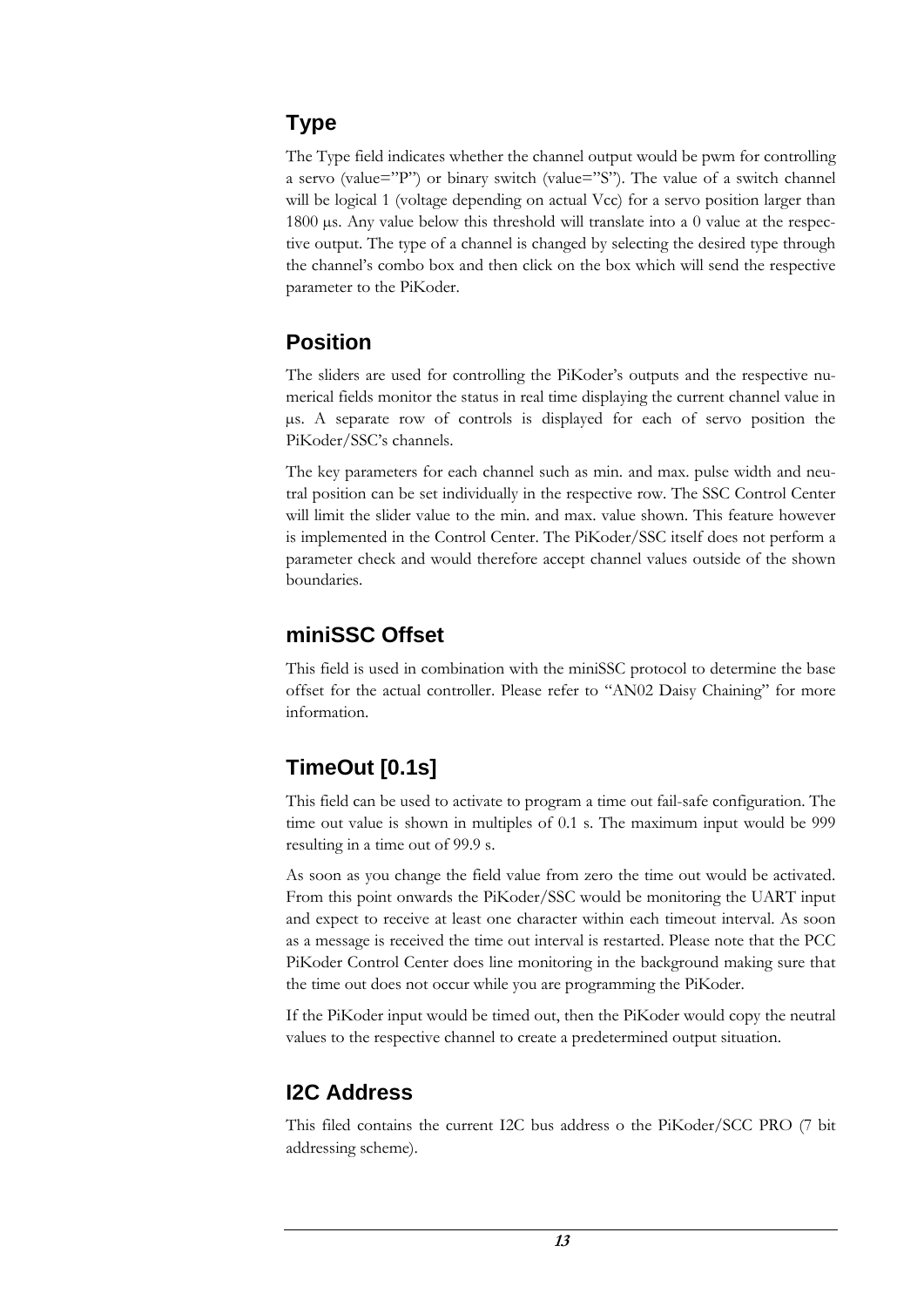## Type

The Type field indicates whether the channel output would be pwm for controlling a servo (value=”P”) or binary switch (value=”S”). The value of a switch channel will be logical 1 (voltage depending on actual Vcc) for a servo position larger than 1800 µs. Any value below this threshold will translate into a 0 value at the respective output. The type of a channel is changed by selecting the desired type through the channel’s combo box and then click on the box which will send the respective parameter to the PiKoder.

## Position

The sliders are used for controlling the PiKoder’s outputs and the respective numerical fields monitor the status in real time displaying the current channel value in µs. A separate row of controls is displayed for each of servo position the PiKoder/SSC’s channels.

The key parameters for each channel such as min. and max. pulse width and neutral position can be set individually in the respective row. The SSC Control Center will limit the slider value to the min. and max. value shown. This feature however is implemented in the Control Center. The PiKoder/SSC itself does not perform a parameter check and would therefore accept channel values outside of the shown boundaries.

## miniSSC Offset

This field is used in combination with the miniSSC protocol to determine the base offset for the actual controller. Please refer to “AN02 Daisy Chaining” for more information.

## TimeOut [0.1s]

This field can be used to activate to program a time out fail-safe configuration. The time out value is shown in multiples of 0.1 s. The maximum input would be 999 resulting in a time out of 99.9 s.

As soon as you change the field value from zero the time out would be activated. From this point onwards the PiKoder/SSC would be monitoring the UART input and expect to receive at least one character within each timeout interval. As soon as a message is received the time out interval is restarted. Please note that the PCC PiKoder Control Center does line monitoring in the background making sure that the time out does not occur while you are programming the PiKoder.

If the PiKoder input would be timed out, then the PiKoder would copy the neutral values to the respective channel to create a predetermined output situation.

## I2C Address

This filed contains the current I2C bus address o the PiKoder/SCC PRO (7 bit addressing scheme).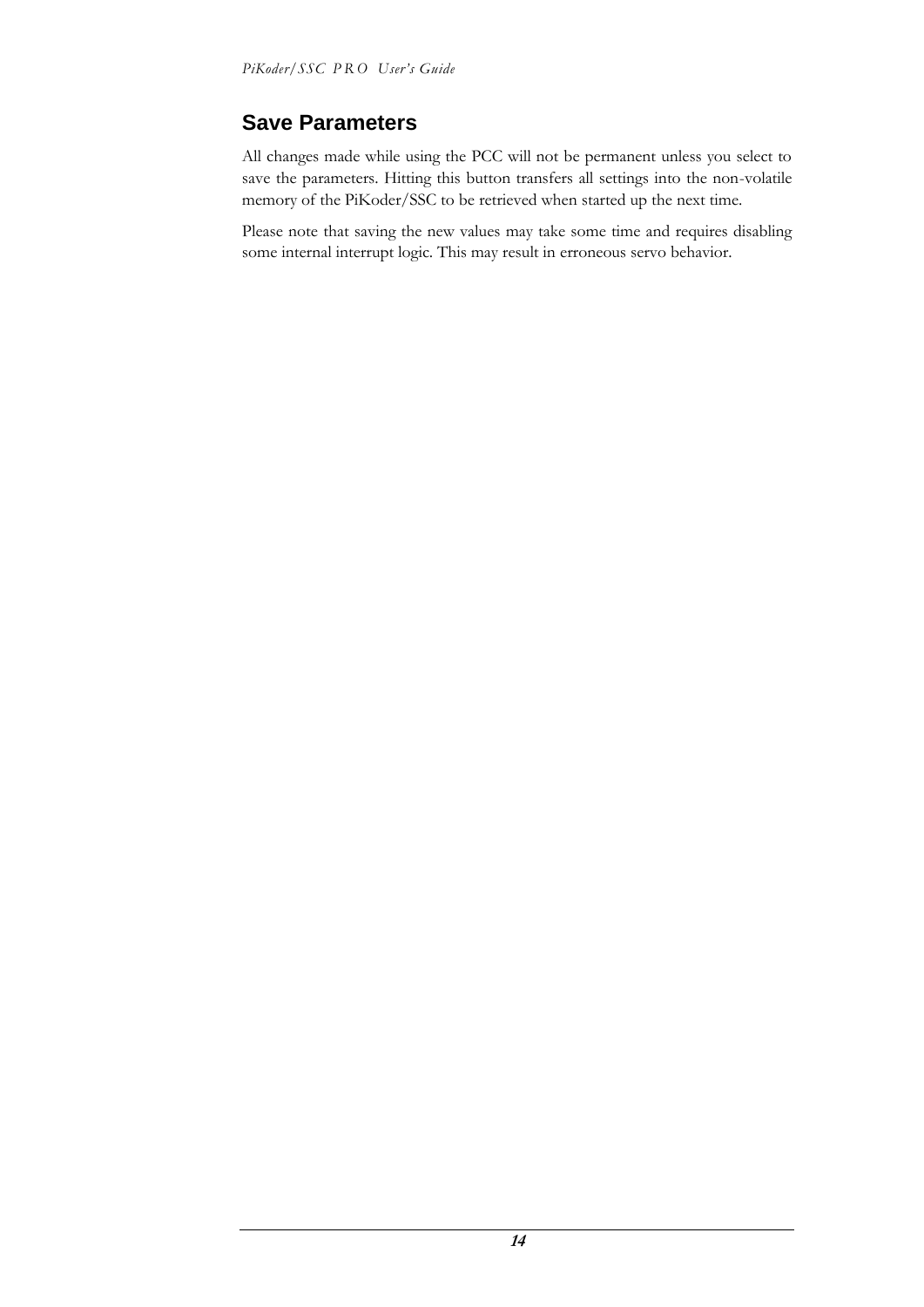## Save Parameters

All changes made while using the PCC will not be permanent unless you select to save the parameters. Hitting this button transfers all settings into the non-volatile memory of the PiKoder/SSC to be retrieved when started up the next time.

Please note that saving the new values may take some time and requires disabling some internal interrupt logic. This may result in erroneous servo behavior.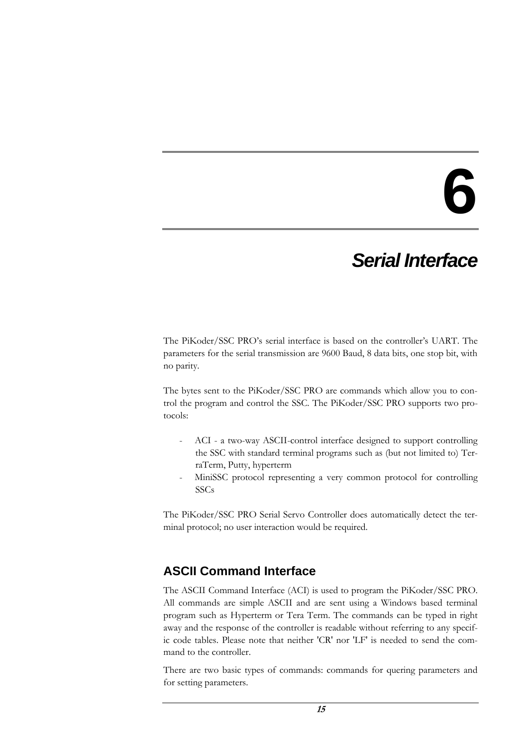# 6

# *Serial Interface*

The PiKoder/SSC PRO's serial interface is based on the controller's UART. The parameters for the serial transmission are 9600 Baud, 8 data bits, one stop bit, with no parity.

The bytes sent to the PiKoder/SSC PRO are commands which allow you to control the program and control the SSC. The PiKoder/SSC PRO supports two protocols:

- ACI - a two-way ASCII-control interface designed to support controlling the SSC with standard terminal programs such as (but not limited to) TeraTerm, Putty, hyperterm
- MiniSSC protocol representing a very common protocol for controlling SSCs

The PiKoder/SSC PRO Serial Servo Controller does automatically detect the terminal protocol; no user interaction would be required.

## ASCII Command Interface

The ASCII Command Interface (ACI) is used to program the PiKoder/SSC PRO. All commands are simple ASCII and are sent using a Windows based terminal program such as Hyperterm or Tera Term. The commands can be typed in right away and the response of the controller is readable without referring to any specific code tables. Please note that neither 'CR' nor 'LF' is needed to send the command to the controller.

There are two basic types of commands: commands for quering parameters and for setting parameters.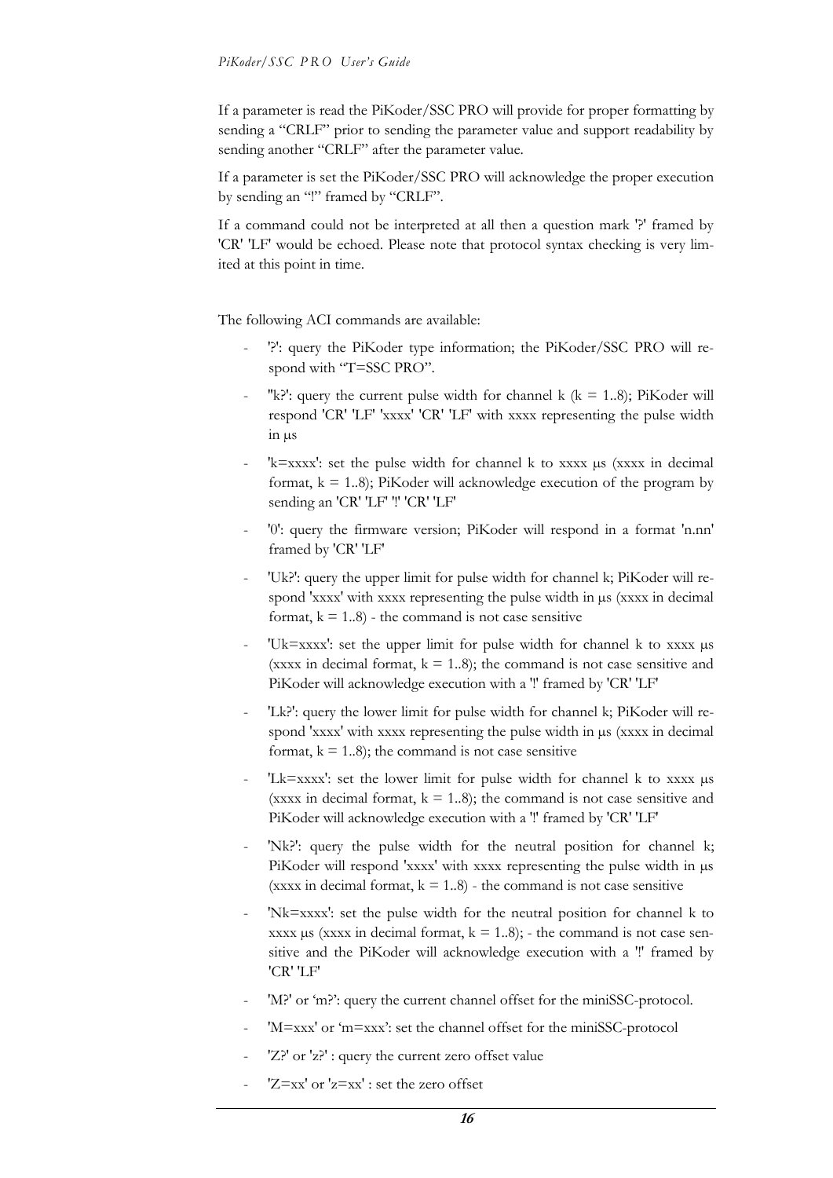If a parameter is read the PiKoder/SSC PRO will provide for proper formatting by sending a "CRLF" prior to sending the parameter value and support readability by sending another "CRLF" after the parameter value.

If a parameter is set the PiKoder/SSC PRO will acknowledge the proper execution by sending an "!" framed by "CRLF".

If a command could not be interpreted at all then a question mark '?' framed by 'CR' 'LF' would be echoed. Please note that protocol syntax checking is very limited at this point in time.

The following ACI commands are available:

- '?': query the PiKoder type information; the PiKoder/SSC PRO will respond with "T=SSC PRO".
- ''k?': query the current pulse width for channel k (k = 1..8); PiKoder will respond 'CR' 'LF' 'xxxx' 'CR' 'LF' with xxxx representing the pulse width in µs
- 'k=xxxx': set the pulse width for channel k to xxxx µs (xxxx in decimal format, k = 1..8); PiKoder will acknowledge execution of the program by sending an 'CR' 'LF' '!' 'CR' 'LF'
- '0': query the firmware version; PiKoder will respond in a format 'n.nn' framed by 'CR' 'LF'
- 'Uk?': query the upper limit for pulse width for channel k; PiKoder will respond 'xxxx' with xxxx representing the pulse width in µs (xxxx in decimal format, k = 1..8) - the command is not case sensitive
- 'Uk=xxxx': set the upper limit for pulse width for channel k to xxxx µs (xxxx in decimal format, k = 1..8); the command is not case sensitive and PiKoder will acknowledge execution with a '!' framed by 'CR' 'LF'
- 'Lk?': query the lower limit for pulse width for channel k; PiKoder will respond 'xxxx' with xxxx representing the pulse width in µs (xxxx in decimal format, k = 1..8); the command is not case sensitive
- 'Lk=xxxx': set the lower limit for pulse width for channel k to xxxx µs (xxxx in decimal format, k = 1..8); the command is not case sensitive and PiKoder will acknowledge execution with a '!' framed by 'CR' 'LF'
- 'Nk?': query the pulse width for the neutral position for channel k; PiKoder will respond 'xxxx' with xxxx representing the pulse width in µs (xxxx in decimal format, k = 1..8) - the command is not case sensitive
- 'Nk=xxxx': set the pulse width for the neutral position for channel k to xxxx µs (xxxx in decimal format, k = 1..8); - the command is not case sensitive and the PiKoder will acknowledge execution with a '!' framed by 'CR' 'LF'
- 'M?' or 'm?': query the current channel offset for the miniSSC-protocol.
- 'M=xxx' or 'm=xxx': set the channel offset for the miniSSC-protocol
- 'Z?' or 'z?' : query the current zero offset value
- 'Z=xx' or 'z=xx' : set the zero offset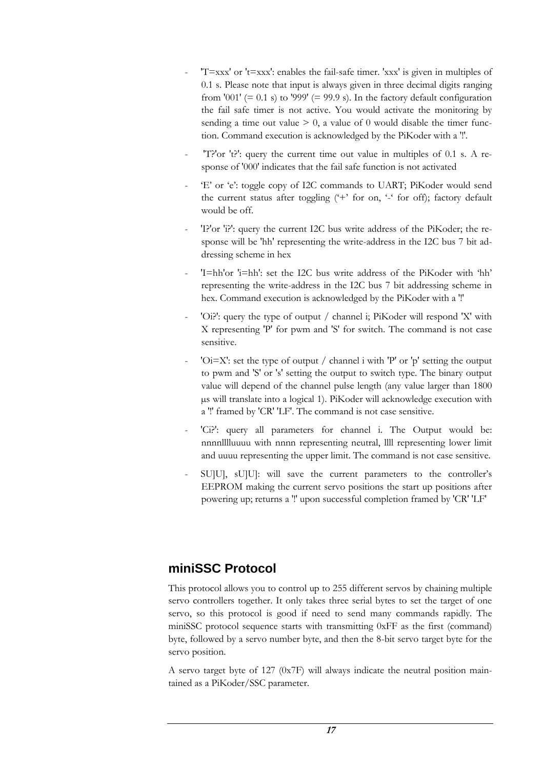- 'T=xxx' or 't=xxx': enables the fail-safe timer. 'xxx' is given in multiples of 0.1 s. Please note that input is always given in three decimal digits ranging from '001' (= 0.1 s) to '999' (= 99.9 s). In the factory default configuration the fail safe timer is not active. You would activate the monitoring by sending a time out value > 0, a value of 0 would disable the timer function. Command execution is acknowledged by the PiKoder with a '!'.
- 'T?'or 't?': query the current time out value in multiples of 0.1 s. A response of '000' indicates that the fail safe function is not activated
- 'E' or 'e': toggle copy of I2C commands to UART; PiKoder would send the current status after toggling ('+' for on, '-' for off); factory default would be off.
- 'I?'or 'i?': query the current I2C bus write address of the PiKoder; the response will be 'hh' representing the write-address in the I2C bus 7 bit addressing scheme in hex
- 'I=hh'or 'i=hh': set the I2C bus write address of the PiKoder with 'hh' representing the write-address in the I2C bus 7 bit addressing scheme in hex. Command execution is acknowledged by the PiKoder with a '!'
- 'Oi?': query the type of output / channel i; PiKoder will respond 'X' with X representing 'P' for pwm and 'S' for switch. The command is not case sensitive.
- 'Oi=X': set the type of output / channel i with 'P' or 'p' setting the output to pwm and 'S' or 's' setting the output to switch type. The binary output value will depend of the channel pulse length (any value larger than 1800 µs will translate into a logical 1). PiKoder will acknowledge execution with a '!' framed by 'CR' 'LF'. The command is not case sensitive.
- 'Ci?': query all parameters for channel i. The Output would be: nnnnlllluuuu with nnnn representing neutral, llll representing lower limit and uuuu representing the upper limit. The command is not case sensitive.
- SU[U], sU[U]: will save the current parameters to the controller's EEPROM making the current servo positions the start up positions after powering up; returns a '!' upon successful completion framed by 'CR' 'LF'

## miniSSC Protocol

This protocol allows you to control up to 255 different servos by chaining multiple servo controllers together. It only takes three serial bytes to set the target of one servo, so this protocol is good if need to send many commands rapidly. The miniSSC protocol sequence starts with transmitting 0xFF as the first (command) byte, followed by a servo number byte, and then the 8-bit servo target byte for the servo position.

A servo target byte of 127 (0x7F) will always indicate the neutral position maintained as a PiKoder/SSC parameter.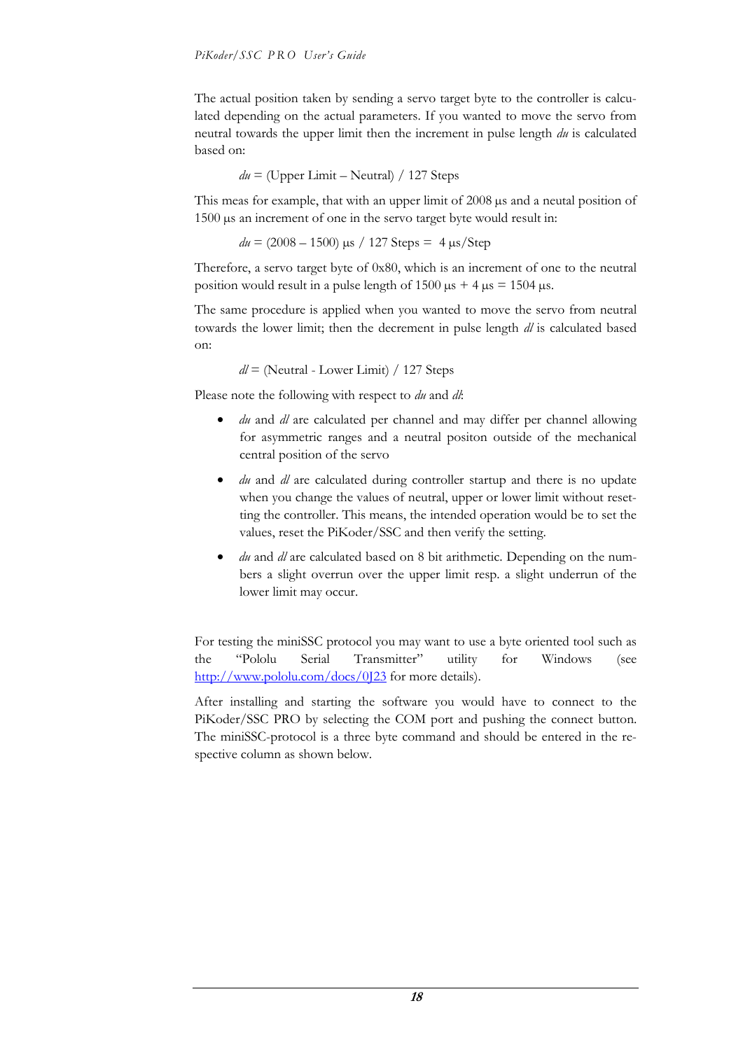The actual position taken by sending a servo target byte to the controller is calculated depending on the actual parameters. If you wanted to move the servo from neutral towards the upper limit then the increment in pulse length *du* is calculated based on:

> *du* = (Upper Limit – Neutral) / 127 Steps

This meas for example, that with an upper limit of 2008 µs and a neutal position of 1500 µs an increment of one in the servo target byte would result in:

> *du* = (2008 – 1500) µs / 127 Steps = 4 µs/Step

Therefore, a servo target byte of 0x80, which is an increment of one to the neutral position would result in a pulse length of 1500 µs + 4 µs = 1504 µs.

The same procedure is applied when you wanted to move the servo from neutral towards the lower limit; then the decrement in pulse length *dl* is calculated based on:

> *dl* = (Neutral - Lower Limit) / 127 Steps

Please note the following with respect to *du* and *dl*:

- *du* and *dl* are calculated per channel and may differ per channel allowing for asymmetric ranges and a neutral positon outside of the mechanical central position of the servo
- *du* and *dl* are calculated during controller startup and there is no update when you change the values of neutral, upper or lower limit without resetting the controller. This means, the intended operation would be to set the values, reset the PiKoder/SSC and then verify the setting.
- *du* and *dl* are calculated based on 8 bit arithmetic. Depending on the numbers a slight overrun over the upper limit resp. a slight underrun of the lower limit may occur.

For testing the miniSSC protocol you may want to use a byte oriented tool such as the "Pololu Serial Transmitter" utility for Windows (see [http://www.pololu.com/docs/0J23](http://www.pololu.com/docs/0J23) for more details).

After installing and starting the software you would have to connect to the PiKoder/SSC PRO by selecting the COM port and pushing the connect button. The miniSSC-protocol is a three byte command and should be entered in the respective column as shown below.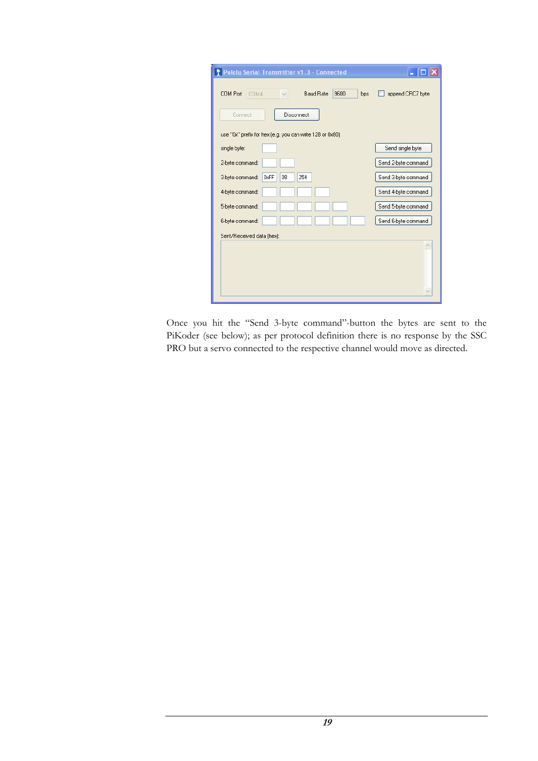Once you hit the "Send 3-byte command"-button the bytes are sent to the PiKoder (see below); as per protocol definition there is no response by the SSC PRO but a servo connected to the respective channel would move as directed.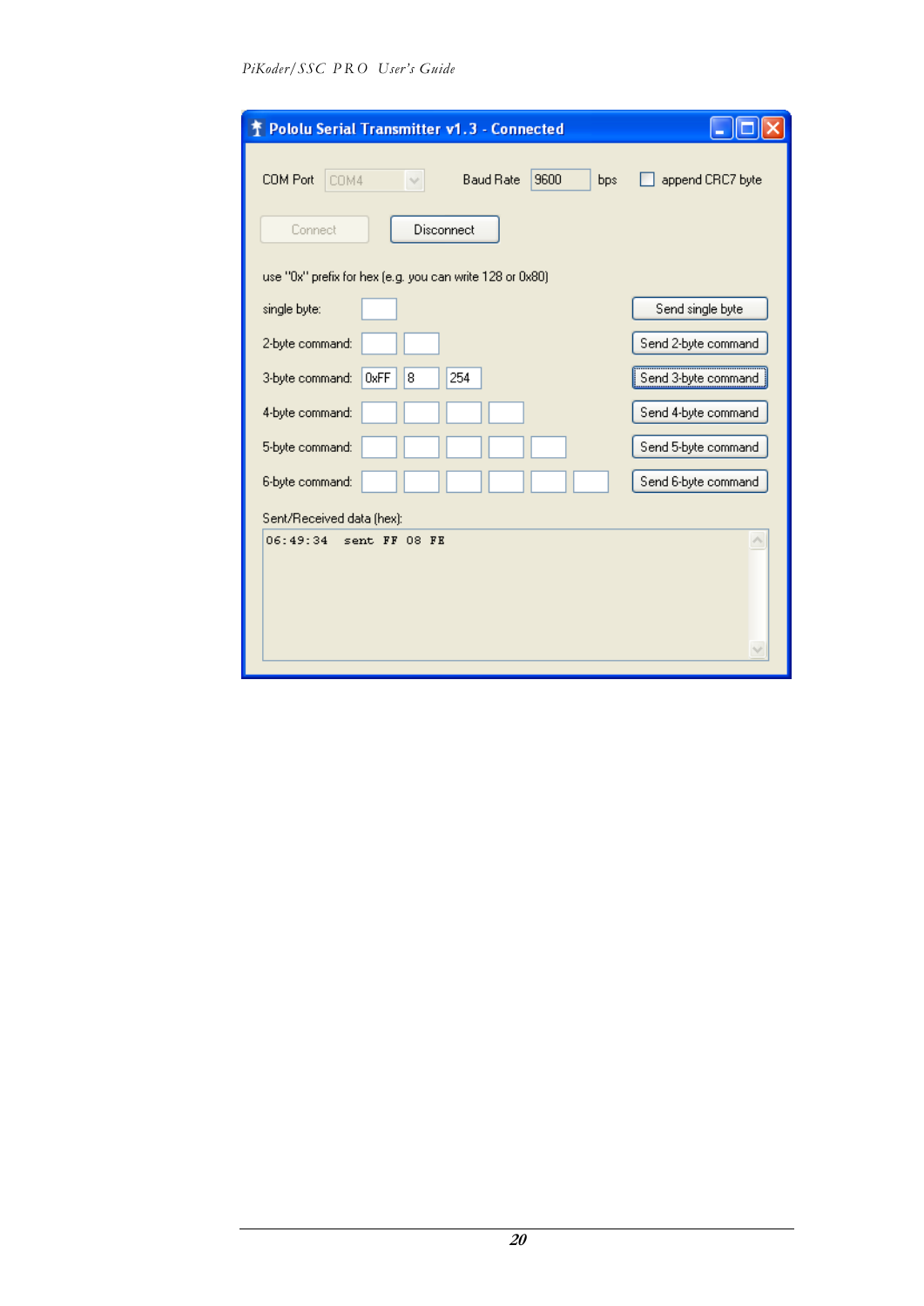**Pololu Serial Transmitter v1.3 - Connected**

COM Port: COM4 | Baud Rate: 9600 bps | ☐ append CRC7 byte

[Connect] [Disconnect]

use "0x" prefix for hex (e.g. you can write 128 or 0x80)

| Command | Values | Button |
| --- | --- | --- |
| single byte: | | Send single byte |
| 2-byte command: | | Send 2-byte command |
| 3-byte command: | 0xFF, 8, 254 | Send 3-byte command |
| 4-byte command: | | Send 4-byte command |
| 5-byte command: | | Send 5-byte command |
| 6-byte command: | | Send 6-byte command |

Sent/Received data (hex):

```
06:49:34  sent  FF 08 FE
```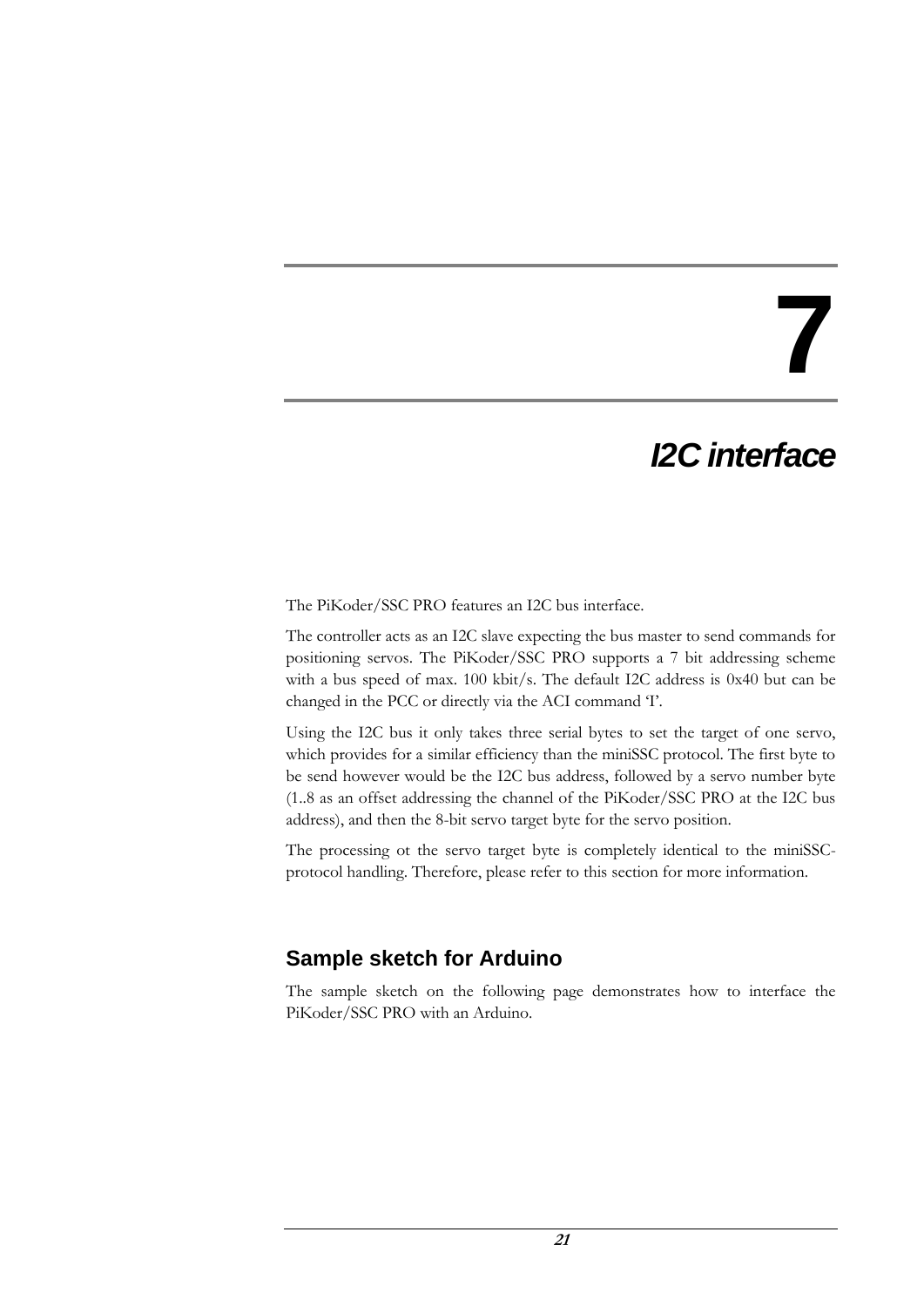# 7

# I2C interface

The PiKoder/SSC PRO features an I2C bus interface.

The controller acts as an I2C slave expecting the bus master to send commands for positioning servos. The PiKoder/SSC PRO supports a 7 bit addressing scheme with a bus speed of max. 100 kbit/s. The default I2C address is 0x40 but can be changed in the PCC or directly via the ACI command 'I'.

Using the I2C bus it only takes three serial bytes to set the target of one servo, which provides for a similar efficiency than the miniSSC protocol. The first byte to be send however would be the I2C bus address, followed by a servo number byte (1..8 as an offset addressing the channel of the PiKoder/SSC PRO at the I2C bus address), and then the 8-bit servo target byte for the servo position.

The processing ot the servo target byte is completely identical to the miniSSC-protocol handling. Therefore, please refer to this section for more information.

## Sample sketch for Arduino

The sample sketch on the following page demonstrates how to interface the PiKoder/SSC PRO with an Arduino.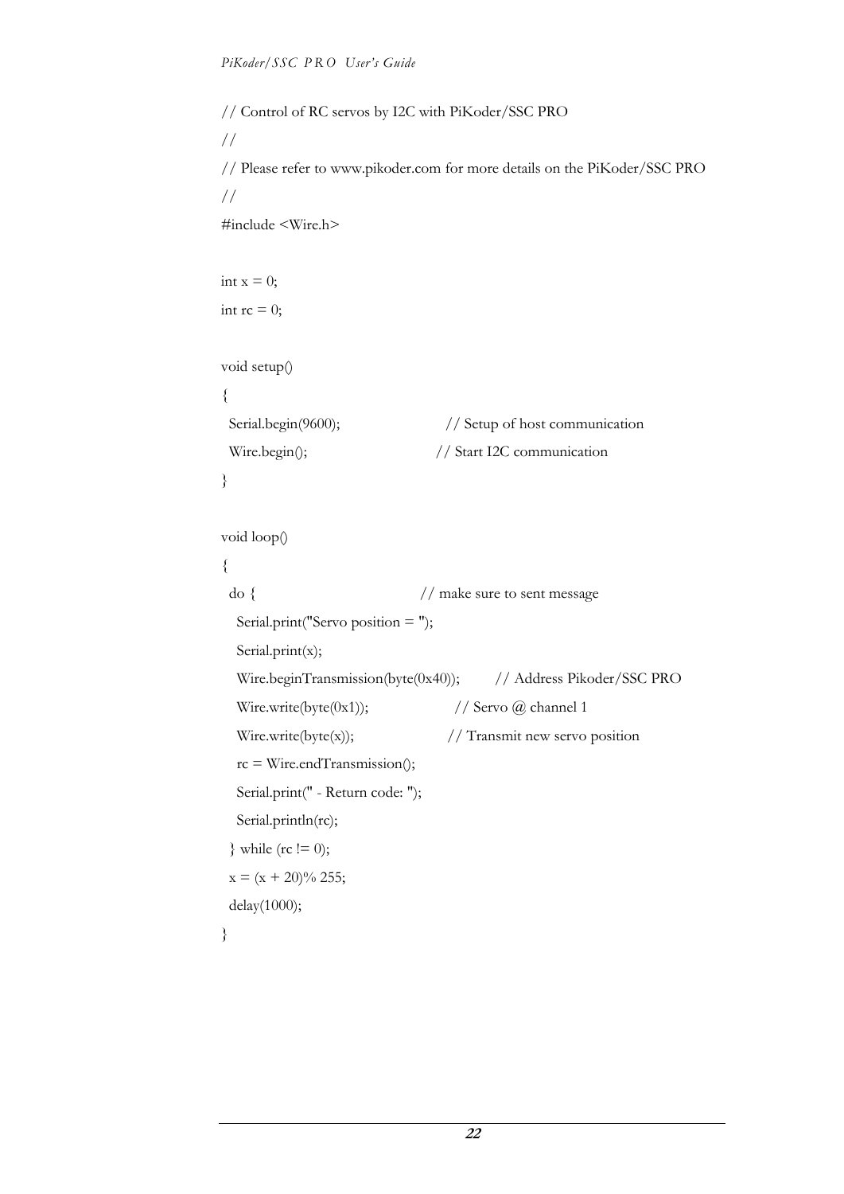```
// Control of RC servos by I2C with PiKoder/SSC PRO
//
// Please refer to www.pikoder.com for more details on the PiKoder/SSC PRO
//
#include <Wire.h>

int x = 0;
int rc = 0;

void setup()
{
  Serial.begin(9600);                  // Setup of host communication
  Wire.begin();                        // Start I2C communication
}

void loop()
{
  do {                                 // make sure to sent message
    Serial.print("Servo position = ");
    Serial.print(x);
    Wire.beginTransmission(byte(0x40));     // Address Pikoder/SSC PRO
    Wire.write(byte(0x1));                  // Servo @ channel 1
    Wire.write(byte(x));                    // Transmit new servo position
    rc = Wire.endTransmission();
    Serial.print(" - Return code: ");
    Serial.println(rc);
  } while (rc != 0);
  x = (x + 20)% 255;
  delay(1000);
}
```